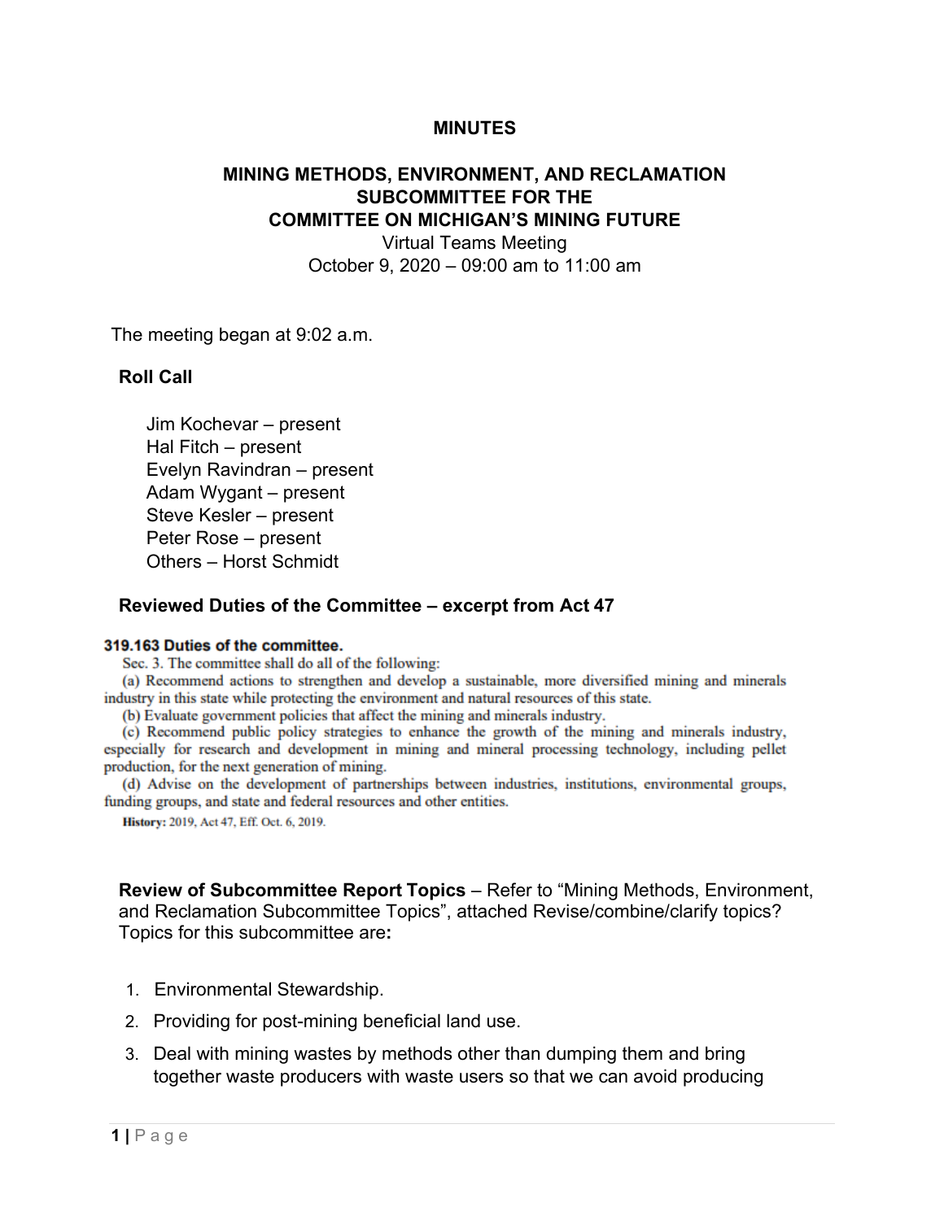**MINUTES**

**MINING METHODS, ENVIRONMENT, AND RECLAMATION SUBCOMMITTEE FOR THE COMMITTEE ON MICHIGAN'S MINING FUTURE**

Virtual Teams Meeting
October 9, 2020 – 09:00 am to 11:00 am

The meeting began at 9:02 a.m.

## Roll Call

Jim Kochevar – present
Hal Fitch – present
Evelyn Ravindran – present
Adam Wygant – present
Steve Kesler – present
Peter Rose – present
Others – Horst Schmidt

## Reviewed Duties of the Committee – excerpt from Act 47

**319.163 Duties of the committee.**

Sec. 3. The committee shall do all of the following:

(a) Recommend actions to strengthen and develop a sustainable, more diversified mining and minerals industry in this state while protecting the environment and natural resources of this state.

(b) Evaluate government policies that affect the mining and minerals industry.

(c) Recommend public policy strategies to enhance the growth of the mining and minerals industry, especially for research and development in mining and mineral processing technology, including pellet production, for the next generation of mining.

(d) Advise on the development of partnerships between industries, institutions, environmental groups, funding groups, and state and federal resources and other entities.

**History:** 2019, Act 47, Eff. Oct. 6, 2019.

**Review of Subcommittee Report Topics** – Refer to "Mining Methods, Environment, and Reclamation Subcommittee Topics", attached Revise/combine/clarify topics? Topics for this subcommittee are**:**

1. Environmental Stewardship.
2. Providing for post-mining beneficial land use.
3. Deal with mining wastes by methods other than dumping them and bring together waste producers with waste users so that we can avoid producing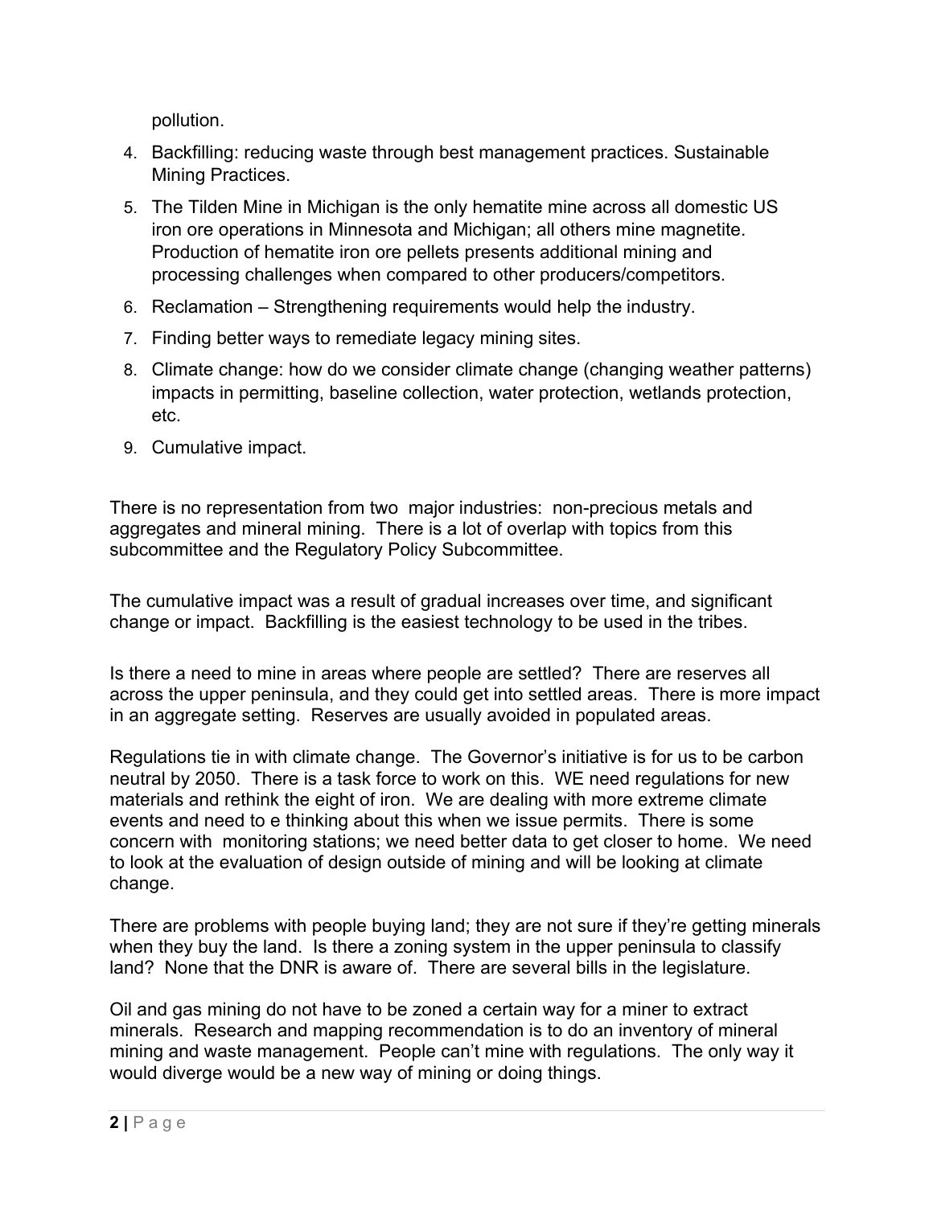pollution.

4. Backfilling: reducing waste through best management practices. Sustainable Mining Practices.
5. The Tilden Mine in Michigan is the only hematite mine across all domestic US iron ore operations in Minnesota and Michigan; all others mine magnetite. Production of hematite iron ore pellets presents additional mining and processing challenges when compared to other producers/competitors.
6. Reclamation – Strengthening requirements would help the industry.
7. Finding better ways to remediate legacy mining sites.
8. Climate change: how do we consider climate change (changing weather patterns) impacts in permitting, baseline collection, water protection, wetlands protection, etc.
9. Cumulative impact.

There is no representation from two major industries: non-precious metals and aggregates and mineral mining. There is a lot of overlap with topics from this subcommittee and the Regulatory Policy Subcommittee.

The cumulative impact was a result of gradual increases over time, and significant change or impact. Backfilling is the easiest technology to be used in the tribes.

Is there a need to mine in areas where people are settled? There are reserves all across the upper peninsula, and they could get into settled areas. There is more impact in an aggregate setting. Reserves are usually avoided in populated areas.

Regulations tie in with climate change. The Governor's initiative is for us to be carbon neutral by 2050. There is a task force to work on this. WE need regulations for new materials and rethink the eight of iron. We are dealing with more extreme climate events and need to e thinking about this when we issue permits. There is some concern with monitoring stations; we need better data to get closer to home. We need to look at the evaluation of design outside of mining and will be looking at climate change.

There are problems with people buying land; they are not sure if they're getting minerals when they buy the land. Is there a zoning system in the upper peninsula to classify land? None that the DNR is aware of. There are several bills in the legislature.

Oil and gas mining do not have to be zoned a certain way for a miner to extract minerals. Research and mapping recommendation is to do an inventory of mineral mining and waste management. People can't mine with regulations. The only way it would diverge would be a new way of mining or doing things.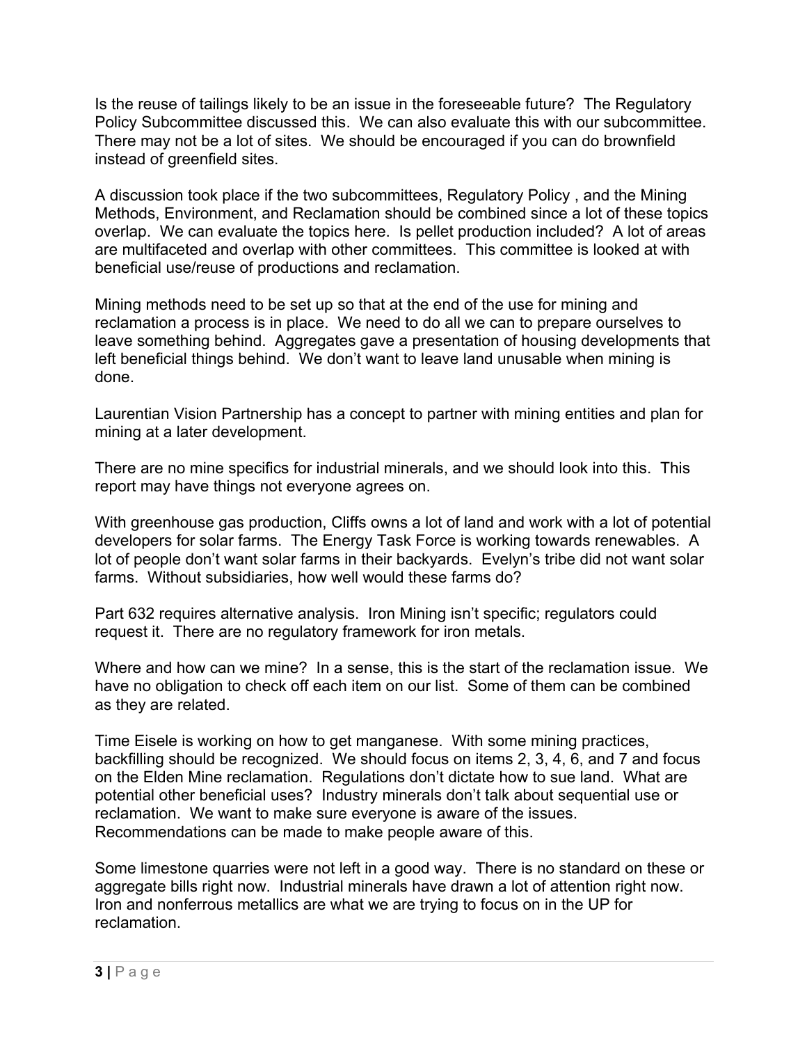Is the reuse of tailings likely to be an issue in the foreseeable future? The Regulatory Policy Subcommittee discussed this. We can also evaluate this with our subcommittee. There may not be a lot of sites. We should be encouraged if you can do brownfield instead of greenfield sites.

A discussion took place if the two subcommittees, Regulatory Policy , and the Mining Methods, Environment, and Reclamation should be combined since a lot of these topics overlap. We can evaluate the topics here. Is pellet production included? A lot of areas are multifaceted and overlap with other committees. This committee is looked at with beneficial use/reuse of productions and reclamation.

Mining methods need to be set up so that at the end of the use for mining and reclamation a process is in place. We need to do all we can to prepare ourselves to leave something behind. Aggregates gave a presentation of housing developments that left beneficial things behind. We don't want to leave land unusable when mining is done.

Laurentian Vision Partnership has a concept to partner with mining entities and plan for mining at a later development.

There are no mine specifics for industrial minerals, and we should look into this. This report may have things not everyone agrees on.

With greenhouse gas production, Cliffs owns a lot of land and work with a lot of potential developers for solar farms. The Energy Task Force is working towards renewables. A lot of people don't want solar farms in their backyards. Evelyn's tribe did not want solar farms. Without subsidiaries, how well would these farms do?

Part 632 requires alternative analysis. Iron Mining isn't specific; regulators could request it. There are no regulatory framework for iron metals.

Where and how can we mine? In a sense, this is the start of the reclamation issue. We have no obligation to check off each item on our list. Some of them can be combined as they are related.

Time Eisele is working on how to get manganese. With some mining practices, backfilling should be recognized. We should focus on items 2, 3, 4, 6, and 7 and focus on the Elden Mine reclamation. Regulations don't dictate how to sue land. What are potential other beneficial uses? Industry minerals don't talk about sequential use or reclamation. We want to make sure everyone is aware of the issues. Recommendations can be made to make people aware of this.

Some limestone quarries were not left in a good way. There is no standard on these or aggregate bills right now. Industrial minerals have drawn a lot of attention right now. Iron and nonferrous metallics are what we are trying to focus on in the UP for reclamation.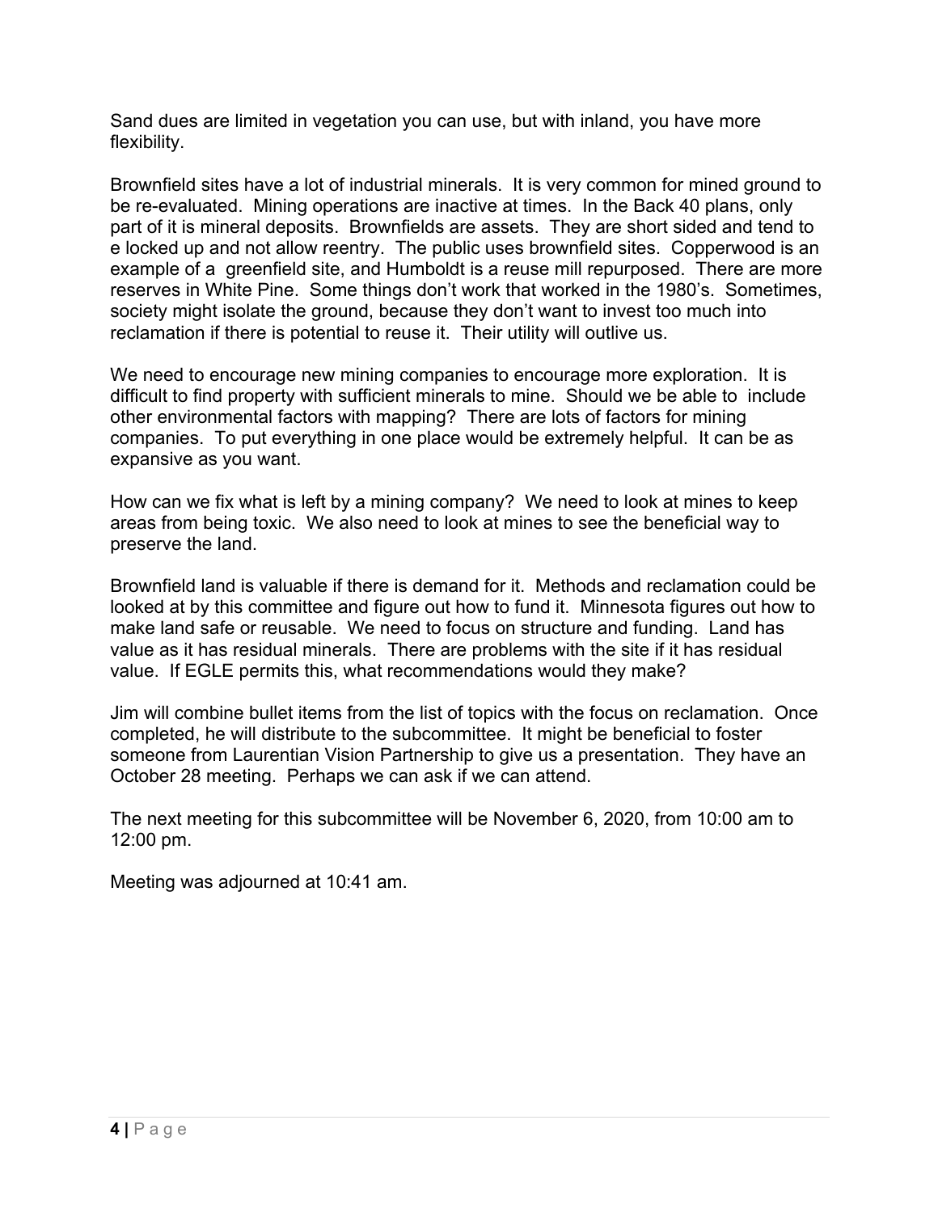Sand dues are limited in vegetation you can use, but with inland, you have more flexibility.

Brownfield sites have a lot of industrial minerals. It is very common for mined ground to be re-evaluated. Mining operations are inactive at times. In the Back 40 plans, only part of it is mineral deposits. Brownfields are assets. They are short sided and tend to e locked up and not allow reentry. The public uses brownfield sites. Copperwood is an example of a greenfield site, and Humboldt is a reuse mill repurposed. There are more reserves in White Pine. Some things don't work that worked in the 1980's. Sometimes, society might isolate the ground, because they don't want to invest too much into reclamation if there is potential to reuse it. Their utility will outlive us.

We need to encourage new mining companies to encourage more exploration. It is difficult to find property with sufficient minerals to mine. Should we be able to include other environmental factors with mapping? There are lots of factors for mining companies. To put everything in one place would be extremely helpful. It can be as expansive as you want.

How can we fix what is left by a mining company? We need to look at mines to keep areas from being toxic. We also need to look at mines to see the beneficial way to preserve the land.

Brownfield land is valuable if there is demand for it. Methods and reclamation could be looked at by this committee and figure out how to fund it. Minnesota figures out how to make land safe or reusable. We need to focus on structure and funding. Land has value as it has residual minerals. There are problems with the site if it has residual value. If EGLE permits this, what recommendations would they make?

Jim will combine bullet items from the list of topics with the focus on reclamation. Once completed, he will distribute to the subcommittee. It might be beneficial to foster someone from Laurentian Vision Partnership to give us a presentation. They have an October 28 meeting. Perhaps we can ask if we can attend.

The next meeting for this subcommittee will be November 6, 2020, from 10:00 am to 12:00 pm.

Meeting was adjourned at 10:41 am.